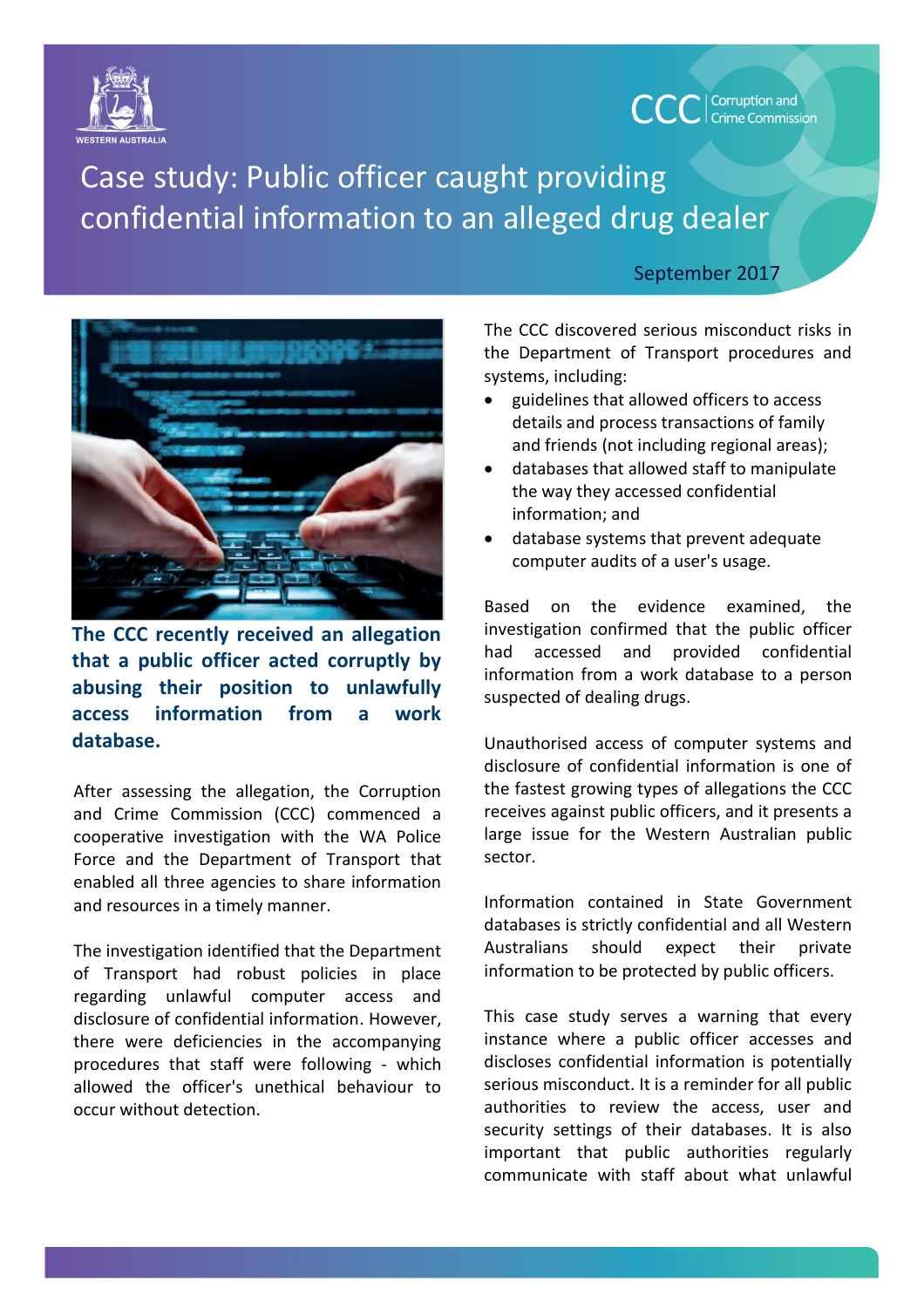# Case study: Public officer caught providing confidential information to an alleged drug dealer

September 2017

**The CCC recently received an allegation that a public officer acted corruptly by abusing their position to unlawfully access information from a work database.**

After assessing the allegation, the Corruption and Crime Commission (CCC) commenced a cooperative investigation with the WA Police Force and the Department of Transport that enabled all three agencies to share information and resources in a timely manner.

The investigation identified that the Department of Transport had robust policies in place regarding unlawful computer access and disclosure of confidential information. However, there were deficiencies in the accompanying procedures that staff were following - which allowed the officer's unethical behaviour to occur without detection.

The CCC discovered serious misconduct risks in the Department of Transport procedures and systems, including:

- guidelines that allowed officers to access details and process transactions of family and friends (not including regional areas);
- databases that allowed staff to manipulate the way they accessed confidential information; and
- database systems that prevent adequate computer audits of a user's usage.

Based on the evidence examined, the investigation confirmed that the public officer had accessed and provided confidential information from a work database to a person suspected of dealing drugs.

Unauthorised access of computer systems and disclosure of confidential information is one of the fastest growing types of allegations the CCC receives against public officers, and it presents a large issue for the Western Australian public sector.

Information contained in State Government databases is strictly confidential and all Western Australians should expect their private information to be protected by public officers.

This case study serves a warning that every instance where a public officer accesses and discloses confidential information is potentially serious misconduct. It is a reminder for all public authorities to review the access, user and security settings of their databases. It is also important that public authorities regularly communicate with staff about what unlawful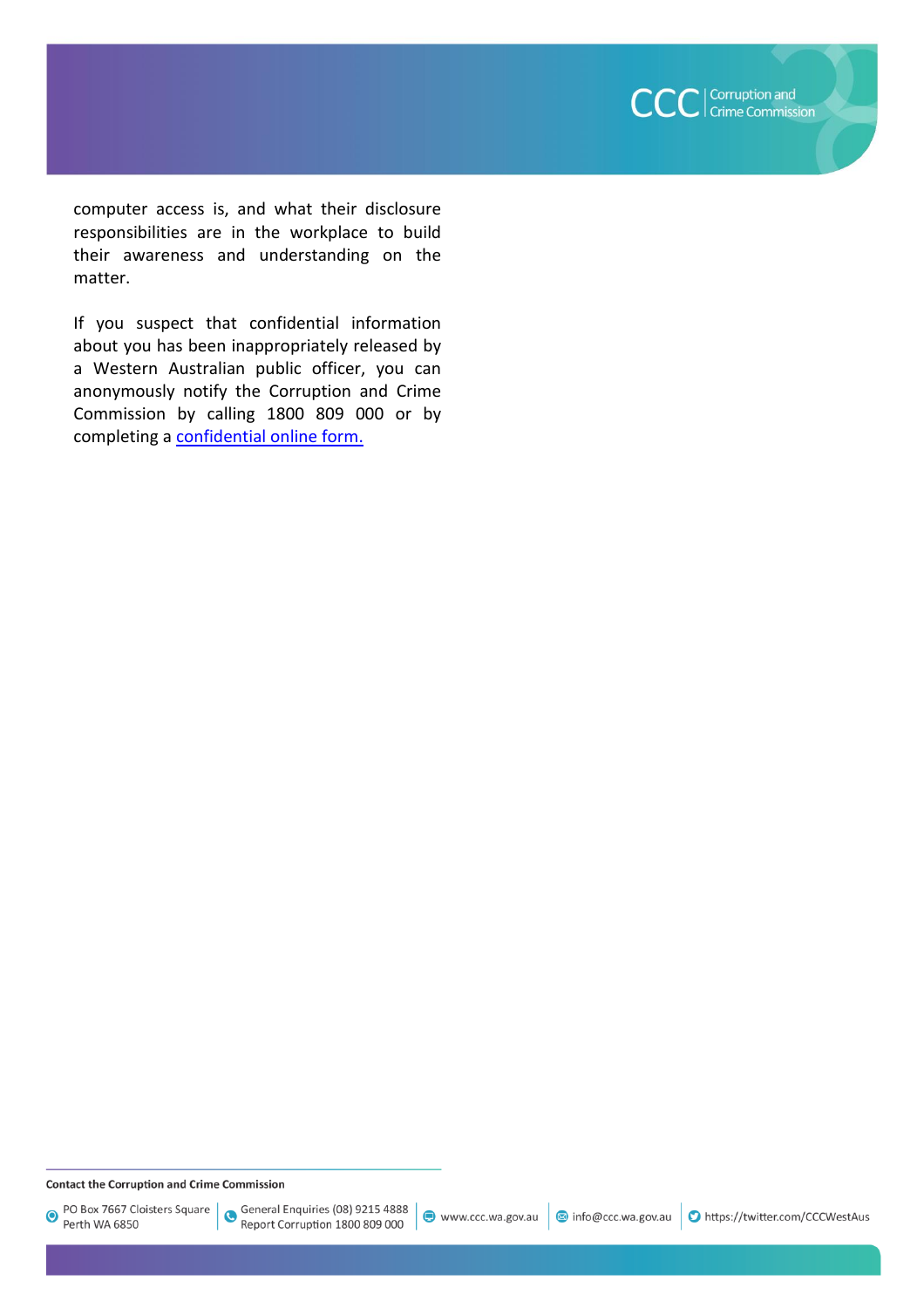computer access is, and what their disclosure responsibilities are in the workplace to build their awareness and understanding on the matter.

If you suspect that confidential information about you has been inappropriately released by a Western Australian public officer, you can anonymously notify the Corruption and Crime Commission by calling 1800 809 000 or by completing a [confidential online form.]()